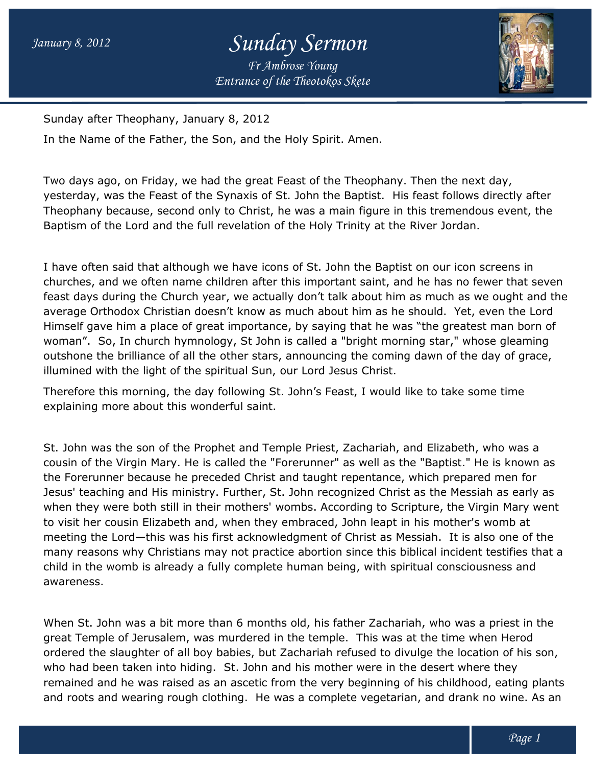Sunday after Theophany, January 8, 2012

In the Name of the Father, the Son, and the Holy Spirit. Amen.

Two days ago, on Friday, we had the great Feast of the Theophany. Then the next day, yesterday, was the Feast of the Synaxis of St. John the Baptist. His feast follows directly after Theophany because, second only to Christ, he was a main figure in this tremendous event, the Baptism of the Lord and the full revelation of the Holy Trinity at the River Jordan.

I have often said that although we have icons of St. John the Baptist on our icon screens in churches, and we often name children after this important saint, and he has no fewer that seven feast days during the Church year, we actually don't talk about him as much as we ought and the average Orthodox Christian doesn't know as much about him as he should. Yet, even the Lord Himself gave him a place of great importance, by saying that he was "the greatest man born of woman". So, In church hymnology, St John is called a "bright morning star," whose gleaming outshone the brilliance of all the other stars, announcing the coming dawn of the day of grace, illumined with the light of the spiritual Sun, our Lord Jesus Christ.

Therefore this morning, the day following St. John's Feast, I would like to take some time explaining more about this wonderful saint.

St. John was the son of the Prophet and Temple Priest, Zachariah, and Elizabeth, who was a cousin of the Virgin Mary. He is called the "Forerunner" as well as the "Baptist." He is known as the Forerunner because he preceded Christ and taught repentance, which prepared men for Jesus' teaching and His ministry. Further, St. John recognized Christ as the Messiah as early as when they were both still in their mothers' wombs. According to Scripture, the Virgin Mary went to visit her cousin Elizabeth and, when they embraced, John leapt in his mother's womb at meeting the Lord—this was his first acknowledgment of Christ as Messiah. It is also one of the many reasons why Christians may not practice abortion since this biblical incident testifies that a child in the womb is already a fully complete human being, with spiritual consciousness and awareness.

When St. John was a bit more than 6 months old, his father Zachariah, who was a priest in the great Temple of Jerusalem, was murdered in the temple. This was at the time when Herod ordered the slaughter of all boy babies, but Zachariah refused to divulge the location of his son, who had been taken into hiding. St. John and his mother were in the desert where they remained and he was raised as an ascetic from the very beginning of his childhood, eating plants and roots and wearing rough clothing. He was a complete vegetarian, and drank no wine. As an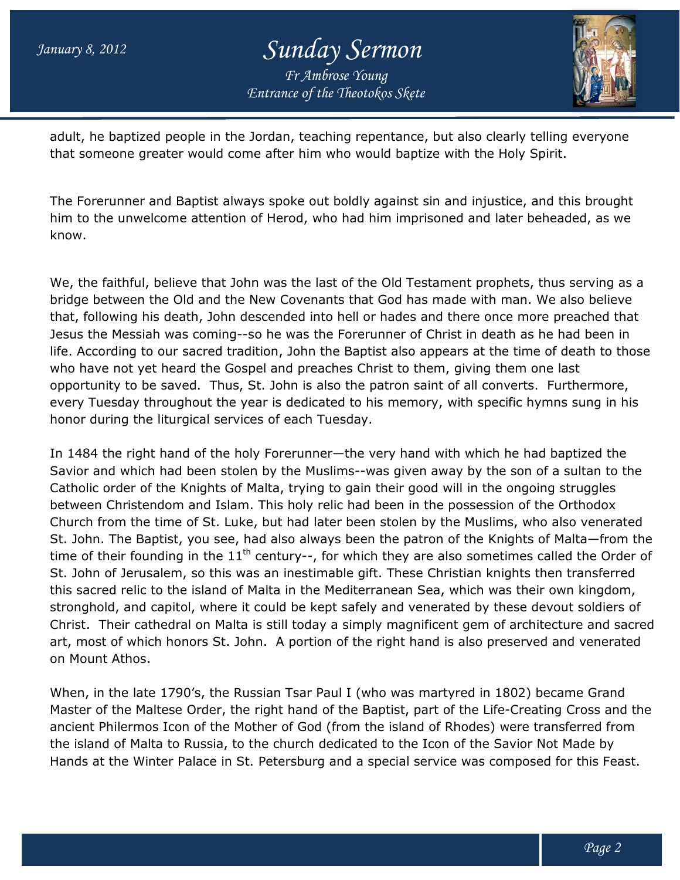adult, he baptized people in the Jordan, teaching repentance, but also clearly telling everyone that someone greater would come after him who would baptize with the Holy Spirit.

The Forerunner and Baptist always spoke out boldly against sin and injustice, and this brought him to the unwelcome attention of Herod, who had him imprisoned and later beheaded, as we know.

We, the faithful, believe that John was the last of the Old Testament prophets, thus serving as a bridge between the Old and the New Covenants that God has made with man. We also believe that, following his death, John descended into hell or hades and there once more preached that Jesus the Messiah was coming--so he was the Forerunner of Christ in death as he had been in life. According to our sacred tradition, John the Baptist also appears at the time of death to those who have not yet heard the Gospel and preaches Christ to them, giving them one last opportunity to be saved. Thus, St. John is also the patron saint of all converts. Furthermore, every Tuesday throughout the year is dedicated to his memory, with specific hymns sung in his honor during the liturgical services of each Tuesday.

In 1484 the right hand of the holy Forerunner—the very hand with which he had baptized the Savior and which had been stolen by the Muslims--was given away by the son of a sultan to the Catholic order of the Knights of Malta, trying to gain their good will in the ongoing struggles between Christendom and Islam. This holy relic had been in the possession of the Orthodox Church from the time of St. Luke, but had later been stolen by the Muslims, who also venerated St. John. The Baptist, you see, had also always been the patron of the Knights of Malta—from the time of their founding in the 11th century--, for which they are also sometimes called the Order of St. John of Jerusalem, so this was an inestimable gift. These Christian knights then transferred this sacred relic to the island of Malta in the Mediterranean Sea, which was their own kingdom, stronghold, and capitol, where it could be kept safely and venerated by these devout soldiers of Christ. Their cathedral on Malta is still today a simply magnificent gem of architecture and sacred art, most of which honors St. John. A portion of the right hand is also preserved and venerated on Mount Athos.

When, in the late 1790's, the Russian Tsar Paul I (who was martyred in 1802) became Grand Master of the Maltese Order, the right hand of the Baptist, part of the Life-Creating Cross and the ancient Philermos Icon of the Mother of God (from the island of Rhodes) were transferred from the island of Malta to Russia, to the church dedicated to the Icon of the Savior Not Made by Hands at the Winter Palace in St. Petersburg and a special service was composed for this Feast.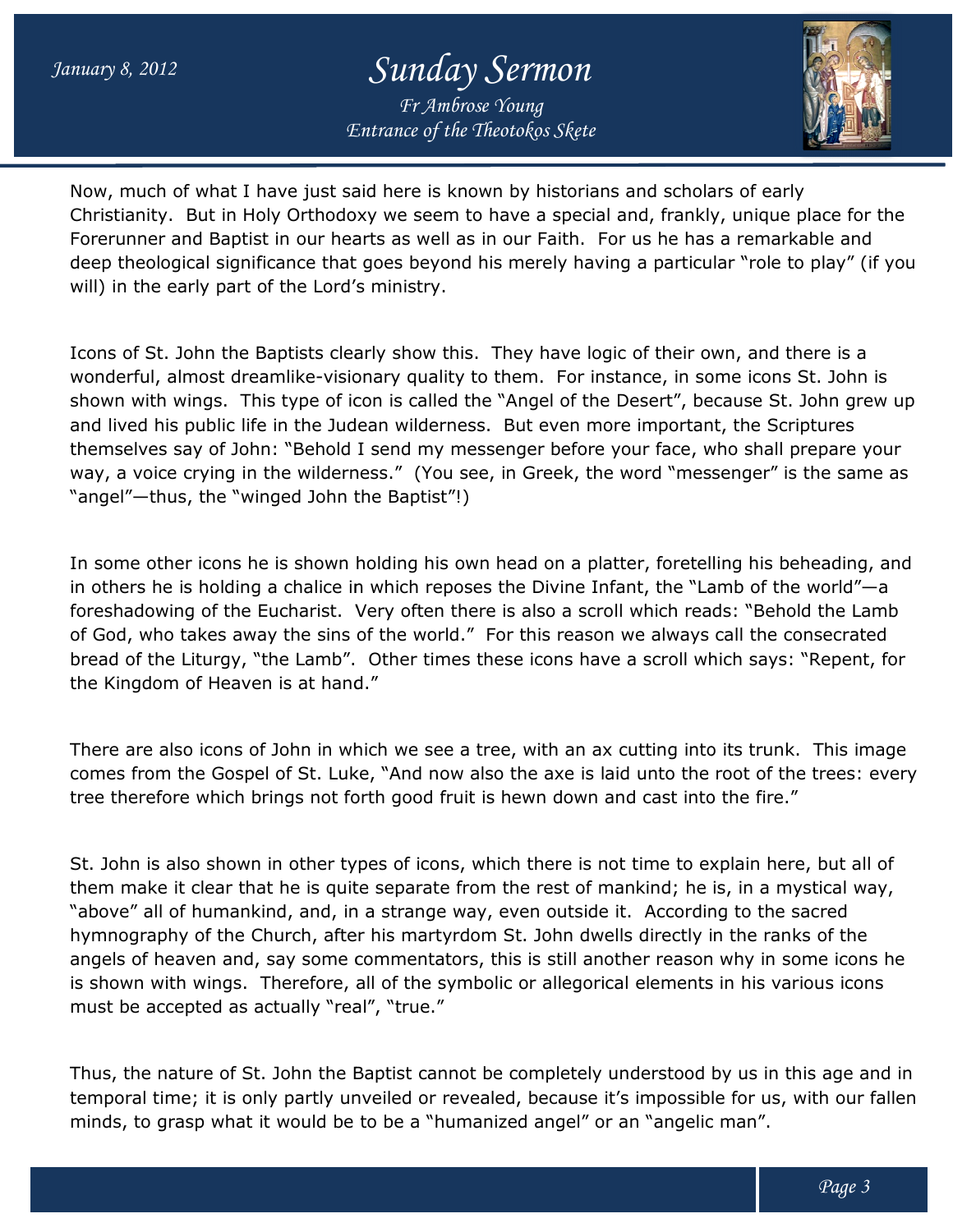Now, much of what I have just said here is known by historians and scholars of early Christianity. But in Holy Orthodoxy we seem to have a special and, frankly, unique place for the Forerunner and Baptist in our hearts as well as in our Faith. For us he has a remarkable and deep theological significance that goes beyond his merely having a particular "role to play" (if you will) in the early part of the Lord's ministry.

Icons of St. John the Baptists clearly show this. They have logic of their own, and there is a wonderful, almost dreamlike-visionary quality to them. For instance, in some icons St. John is shown with wings. This type of icon is called the "Angel of the Desert", because St. John grew up and lived his public life in the Judean wilderness. But even more important, the Scriptures themselves say of John: "Behold I send my messenger before your face, who shall prepare your way, a voice crying in the wilderness." (You see, in Greek, the word "messenger" is the same as "angel"—thus, the "winged John the Baptist"!)

In some other icons he is shown holding his own head on a platter, foretelling his beheading, and in others he is holding a chalice in which reposes the Divine Infant, the "Lamb of the world"—a foreshadowing of the Eucharist. Very often there is also a scroll which reads: "Behold the Lamb of God, who takes away the sins of the world." For this reason we always call the consecrated bread of the Liturgy, "the Lamb". Other times these icons have a scroll which says: "Repent, for the Kingdom of Heaven is at hand."

There are also icons of John in which we see a tree, with an ax cutting into its trunk. This image comes from the Gospel of St. Luke, "And now also the axe is laid unto the root of the trees: every tree therefore which brings not forth good fruit is hewn down and cast into the fire."

St. John is also shown in other types of icons, which there is not time to explain here, but all of them make it clear that he is quite separate from the rest of mankind; he is, in a mystical way, "above" all of humankind, and, in a strange way, even outside it. According to the sacred hymnography of the Church, after his martyrdom St. John dwells directly in the ranks of the angels of heaven and, say some commentators, this is still another reason why in some icons he is shown with wings. Therefore, all of the symbolic or allegorical elements in his various icons must be accepted as actually "real", "true."

Thus, the nature of St. John the Baptist cannot be completely understood by us in this age and in temporal time; it is only partly unveiled or revealed, because it's impossible for us, with our fallen minds, to grasp what it would be to be a "humanized angel" or an "angelic man".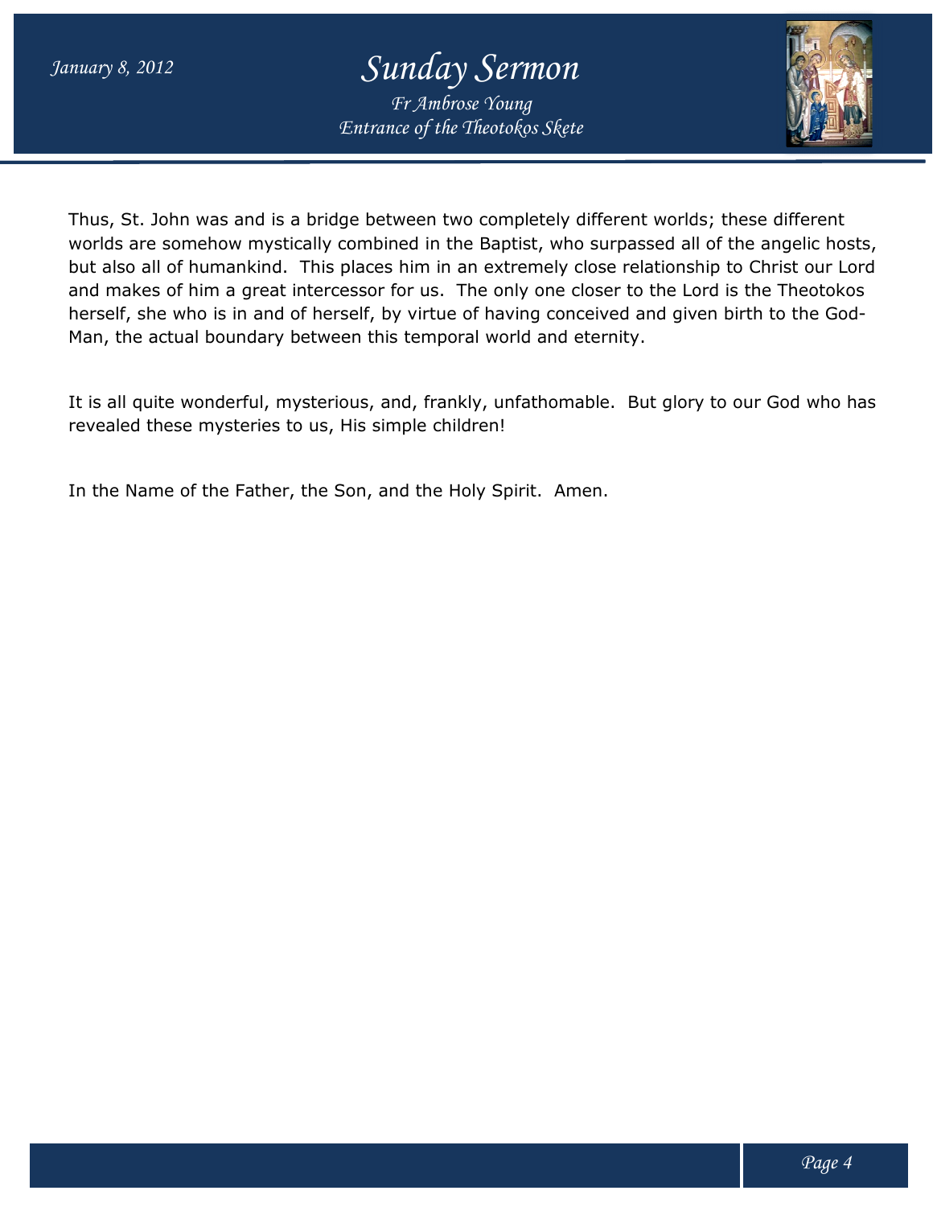Thus, St. John was and is a bridge between two completely different worlds; these different worlds are somehow mystically combined in the Baptist, who surpassed all of the angelic hosts, but also all of humankind. This places him in an extremely close relationship to Christ our Lord and makes of him a great intercessor for us. The only one closer to the Lord is the Theotokos herself, she who is in and of herself, by virtue of having conceived and given birth to the God-Man, the actual boundary between this temporal world and eternity.

It is all quite wonderful, mysterious, and, frankly, unfathomable. But glory to our God who has revealed these mysteries to us, His simple children!

In the Name of the Father, the Son, and the Holy Spirit. Amen.